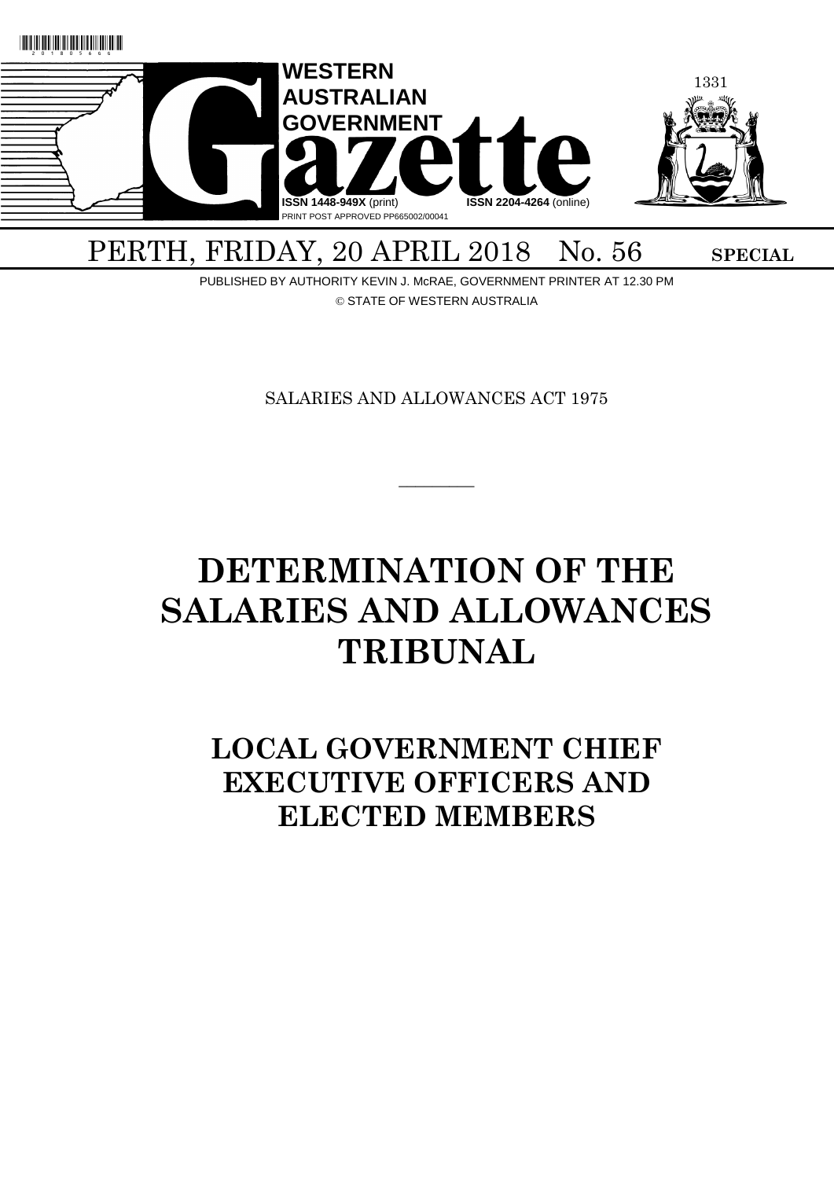# WESTERN AUSTRALIAN GOVERNMENT Gazette

ISSN 1448-949X (print) ISSN 2204-4264 (online)

PRINT POST APPROVED PP665002/00041

PERTH, FRIDAY, 20 APRIL 2018 No. 56 **SPECIAL**

PUBLISHED BY AUTHORITY KEVIN J. McRAE, GOVERNMENT PRINTER AT 12.30 PM

© STATE OF WESTERN AUSTRALIA

SALARIES AND ALLOWANCES ACT 1975

---

# DETERMINATION OF THE SALARIES AND ALLOWANCES TRIBUNAL

## LOCAL GOVERNMENT CHIEF EXECUTIVE OFFICERS AND ELECTED MEMBERS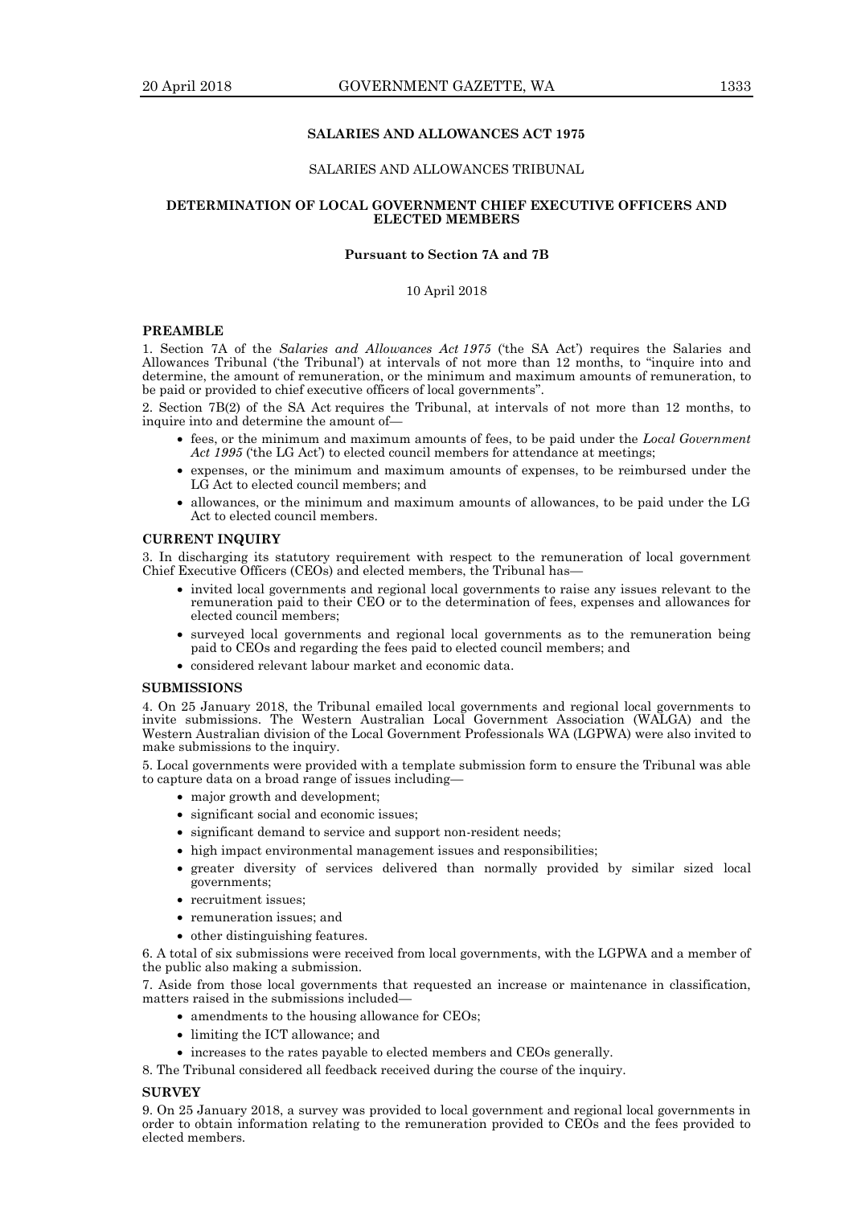## SALARIES AND ALLOWANCES ACT 1975

SALARIES AND ALLOWANCES TRIBUNAL

### DETERMINATION OF LOCAL GOVERNMENT CHIEF EXECUTIVE OFFICERS AND ELECTED MEMBERS

**Pursuant to Section 7A and 7B**

10 April 2018

**PREAMBLE**

1. Section 7A of the *Salaries and Allowances Act 1975* ('the SA Act') requires the Salaries and Allowances Tribunal ('the Tribunal') at intervals of not more than 12 months, to "inquire into and determine, the amount of remuneration, or the minimum and maximum amounts of remuneration, to be paid or provided to chief executive officers of local governments".

2. Section 7B(2) of the SA Act requires the Tribunal, at intervals of not more than 12 months, to inquire into and determine the amount of—

- fees, or the minimum and maximum amounts of fees, to be paid under the *Local Government Act 1995* ('the LG Act') to elected council members for attendance at meetings;
- expenses, or the minimum and maximum amounts of expenses, to be reimbursed under the LG Act to elected council members; and
- allowances, or the minimum and maximum amounts of allowances, to be paid under the LG Act to elected council members.

**CURRENT INQUIRY**

3. In discharging its statutory requirement with respect to the remuneration of local government Chief Executive Officers (CEOs) and elected members, the Tribunal has—

- invited local governments and regional local governments to raise any issues relevant to the remuneration paid to their CEO or to the determination of fees, expenses and allowances for elected council members;
- surveyed local governments and regional local governments as to the remuneration being paid to CEOs and regarding the fees paid to elected council members; and
- considered relevant labour market and economic data.

**SUBMISSIONS**

4. On 25 January 2018, the Tribunal emailed local governments and regional local governments to invite submissions. The Western Australian Local Government Association (WALGA) and the Western Australian division of the Local Government Professionals WA (LGPWA) were also invited to make submissions to the inquiry.

5. Local governments were provided with a template submission form to ensure the Tribunal was able to capture data on a broad range of issues including—

- major growth and development;
- significant social and economic issues;
- significant demand to service and support non-resident needs;
- high impact environmental management issues and responsibilities;
- greater diversity of services delivered than normally provided by similar sized local governments;
- recruitment issues;
- remuneration issues; and
- other distinguishing features.

6. A total of six submissions were received from local governments, with the LGPWA and a member of the public also making a submission.

7. Aside from those local governments that requested an increase or maintenance in classification, matters raised in the submissions included—

- amendments to the housing allowance for CEOs;
- limiting the ICT allowance; and
- increases to the rates payable to elected members and CEOs generally.

8. The Tribunal considered all feedback received during the course of the inquiry.

**SURVEY**

9. On 25 January 2018, a survey was provided to local government and regional local governments in order to obtain information relating to the remuneration provided to CEOs and the fees provided to elected members.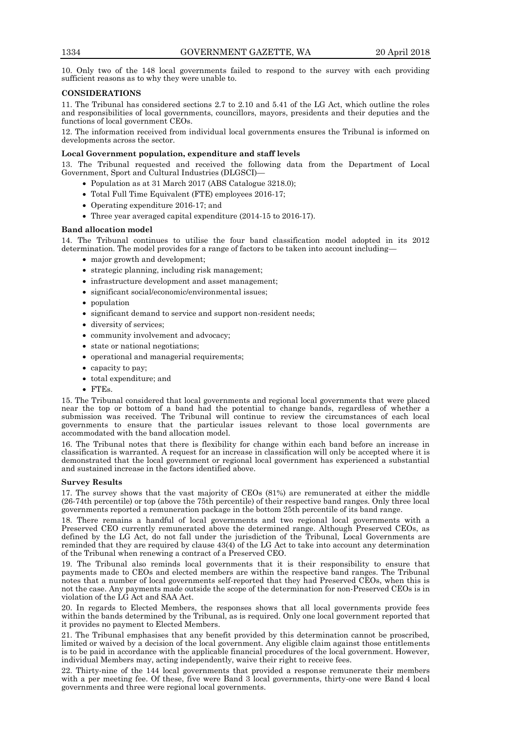10. Only two of the 148 local governments failed to respond to the survey with each providing sufficient reasons as to why they were unable to.

## CONSIDERATIONS

11. The Tribunal has considered sections 2.7 to 2.10 and 5.41 of the LG Act, which outline the roles and responsibilities of local governments, councillors, mayors, presidents and their deputies and the functions of local government CEOs.

12. The information received from individual local governments ensures the Tribunal is informed on developments across the sector.

### Local Government population, expenditure and staff levels

13. The Tribunal requested and received the following data from the Department of Local Government, Sport and Cultural Industries (DLGSCI)—

- Population as at 31 March 2017 (ABS Catalogue 3218.0);
- Total Full Time Equivalent (FTE) employees 2016-17;
- Operating expenditure 2016-17; and
- Three year averaged capital expenditure (2014-15 to 2016-17).

### Band allocation model

14. The Tribunal continues to utilise the four band classification model adopted in its 2012 determination. The model provides for a range of factors to be taken into account including—

- major growth and development;
- strategic planning, including risk management;
- infrastructure development and asset management;
- significant social/economic/environmental issues;
- population
- significant demand to service and support non-resident needs;
- diversity of services;
- community involvement and advocacy;
- state or national negotiations;
- operational and managerial requirements;
- capacity to pay;
- total expenditure; and
- FTEs.

15. The Tribunal considered that local governments and regional local governments that were placed near the top or bottom of a band had the potential to change bands, regardless of whether a submission was received. The Tribunal will continue to review the circumstances of each local governments to ensure that the particular issues relevant to those local governments are accommodated with the band allocation model.

16. The Tribunal notes that there is flexibility for change within each band before an increase in classification is warranted. A request for an increase in classification will only be accepted where it is demonstrated that the local government or regional local government has experienced a substantial and sustained increase in the factors identified above.

### Survey Results

17. The survey shows that the vast majority of CEOs (81%) are remunerated at either the middle (26-74th percentile) or top (above the 75th percentile) of their respective band ranges. Only three local governments reported a remuneration package in the bottom 25th percentile of its band range.

18. There remains a handful of local governments and two regional local governments with a Preserved CEO currently remunerated above the determined range. Although Preserved CEOs, as defined by the LG Act, do not fall under the jurisdiction of the Tribunal, Local Governments are reminded that they are required by clause 43(4) of the LG Act to take into account any determination of the Tribunal when renewing a contract of a Preserved CEO.

19. The Tribunal also reminds local governments that it is their responsibility to ensure that payments made to CEOs and elected members are within the respective band ranges. The Tribunal notes that a number of local governments self-reported that they had Preserved CEOs, when this is not the case. Any payments made outside the scope of the determination for non-Preserved CEOs is in violation of the LG Act and SAA Act.

20. In regards to Elected Members, the responses shows that all local governments provide fees within the bands determined by the Tribunal, as is required. Only one local government reported that it provides no payment to Elected Members.

21. The Tribunal emphasises that any benefit provided by this determination cannot be proscribed, limited or waived by a decision of the local government. Any eligible claim against those entitlements is to be paid in accordance with the applicable financial procedures of the local government. However, individual Members may, acting independently, waive their right to receive fees.

22. Thirty-nine of the 144 local governments that provided a response remunerate their members with a per meeting fee. Of these, five were Band 3 local governments, thirty-one were Band 4 local governments and three were regional local governments.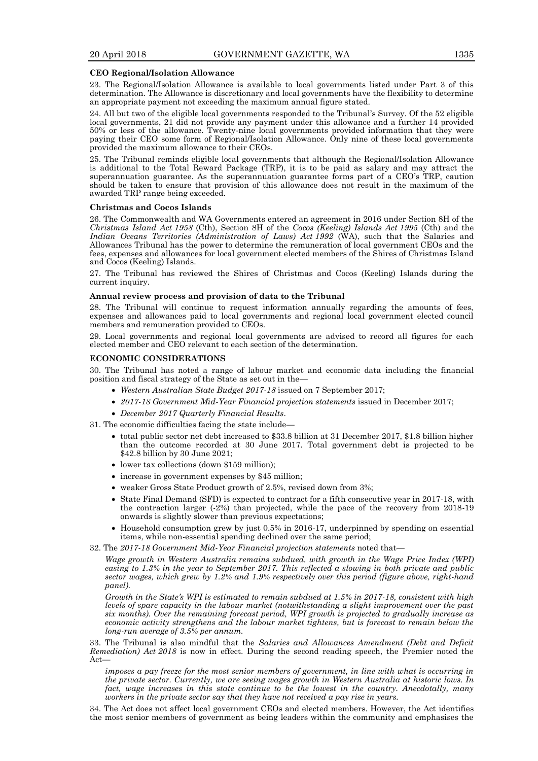**CEO Regional/Isolation Allowance**

23. The Regional/Isolation Allowance is available to local governments listed under Part 3 of this determination. The Allowance is discretionary and local governments have the flexibility to determine an appropriate payment not exceeding the maximum annual figure stated.

24. All but two of the eligible local governments responded to the Tribunal's Survey. Of the 52 eligible local governments, 21 did not provide any payment under this allowance and a further 14 provided 50% or less of the allowance. Twenty-nine local governments provided information that they were paying their CEO some form of Regional/Isolation Allowance. Only nine of these local governments provided the maximum allowance to their CEOs.

25. The Tribunal reminds eligible local governments that although the Regional/Isolation Allowance is additional to the Total Reward Package (TRP), it is to be paid as salary and may attract the superannuation guarantee. As the superannuation guarantee forms part of a CEO's TRP, caution should be taken to ensure that provision of this allowance does not result in the maximum of the awarded TRP range being exceeded.

**Christmas and Cocos Islands**

26. The Commonwealth and WA Governments entered an agreement in 2016 under Section 8H of the *Christmas Island Act 1958* (Cth), Section 8H of the *Cocos (Keeling) Islands Act 1995* (Cth) and the *Indian Oceans Territories (Administration of Laws) Act 1992* (WA), such that the Salaries and Allowances Tribunal has the power to determine the remuneration of local government CEOs and the fees, expenses and allowances for local government elected members of the Shires of Christmas Island and Cocos (Keeling) Islands.

27. The Tribunal has reviewed the Shires of Christmas and Cocos (Keeling) Islands during the current inquiry.

**Annual review process and provision of data to the Tribunal**

28. The Tribunal will continue to request information annually regarding the amounts of fees, expenses and allowances paid to local governments and regional local government elected council members and remuneration provided to CEOs.

29. Local governments and regional local governments are advised to record all figures for each elected member and CEO relevant to each section of the determination.

**ECONOMIC CONSIDERATIONS**

30. The Tribunal has noted a range of labour market and economic data including the financial position and fiscal strategy of the State as set out in the—

- *Western Australian State Budget 2017-18* issued on 7 September 2017;
- *2017-18 Government Mid-Year Financial projection statements* issued in December 2017;
- *December 2017 Quarterly Financial Results*.

31. The economic difficulties facing the state include—

- total public sector net debt increased to $33.8 billion at 31 December 2017, $1.8 billion higher than the outcome recorded at 30 June 2017. Total government debt is projected to be $42.8 billion by 30 June 2021;
- lower tax collections (down $159 million);
- increase in government expenses by $45 million;
- weaker Gross State Product growth of 2.5%, revised down from 3%;
- State Final Demand (SFD) is expected to contract for a fifth consecutive year in 2017-18, with the contraction larger (-2%) than projected, while the pace of the recovery from 2018-19 onwards is slightly slower than previous expectations;
- Household consumption grew by just 0.5% in 2016-17, underpinned by spending on essential items, while non-essential spending declined over the same period;

32. The *2017-18 Government Mid-Year Financial projection statements* noted that—

*Wage growth in Western Australia remains subdued, with growth in the Wage Price Index (WPI) easing to 1.3% in the year to September 2017. This reflected a slowing in both private and public sector wages, which grew by 1.2% and 1.9% respectively over this period (figure above, right-hand panel).*

*Growth in the State's WPI is estimated to remain subdued at 1.5% in 2017-18, consistent with high levels of spare capacity in the labour market (notwithstanding a slight improvement over the past six months). Over the remaining forecast period, WPI growth is projected to gradually increase as economic activity strengthens and the labour market tightens, but is forecast to remain below the long-run average of 3.5% per annum.*

33. The Tribunal is also mindful that the *Salaries and Allowances Amendment (Debt and Deficit Remediation) Act 2018* is now in effect. During the second reading speech, the Premier noted the Act—

*imposes a pay freeze for the most senior members of government, in line with what is occurring in the private sector. Currently, we are seeing wages growth in Western Australia at historic lows. In fact, wage increases in this state continue to be the lowest in the country. Anecdotally, many workers in the private sector say that they have not received a pay rise in years.*

34. The Act does not affect local government CEOs and elected members. However, the Act identifies the most senior members of government as being leaders within the community and emphasises the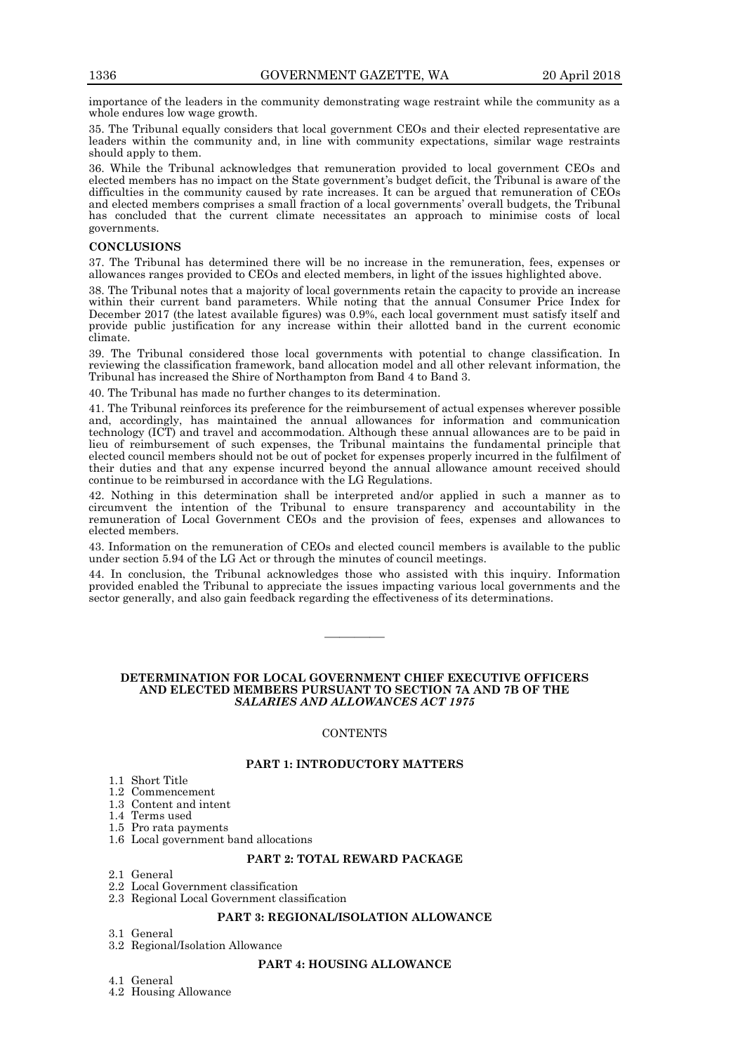importance of the leaders in the community demonstrating wage restraint while the community as a whole endures low wage growth.

35. The Tribunal equally considers that local government CEOs and their elected representative are leaders within the community and, in line with community expectations, similar wage restraints should apply to them.

36. While the Tribunal acknowledges that remuneration provided to local government CEOs and elected members has no impact on the State government's budget deficit, the Tribunal is aware of the difficulties in the community caused by rate increases. It can be argued that remuneration of CEOs and elected members comprises a small fraction of a local governments' overall budgets, the Tribunal has concluded that the current climate necessitates an approach to minimise costs of local governments.

**CONCLUSIONS**

37. The Tribunal has determined there will be no increase in the remuneration, fees, expenses or allowances ranges provided to CEOs and elected members, in light of the issues highlighted above.

38. The Tribunal notes that a majority of local governments retain the capacity to provide an increase within their current band parameters. While noting that the annual Consumer Price Index for December 2017 (the latest available figures) was 0.9%, each local government must satisfy itself and provide public justification for any increase within their allotted band in the current economic climate.

39. The Tribunal considered those local governments with potential to change classification. In reviewing the classification framework, band allocation model and all other relevant information, the Tribunal has increased the Shire of Northampton from Band 4 to Band 3.

40. The Tribunal has made no further changes to its determination.

41. The Tribunal reinforces its preference for the reimbursement of actual expenses wherever possible and, accordingly, has maintained the annual allowances for information and communication technology (ICT) and travel and accommodation. Although these annual allowances are to be paid in lieu of reimbursement of such expenses, the Tribunal maintains the fundamental principle that elected council members should not be out of pocket for expenses properly incurred in the fulfilment of their duties and that any expense incurred beyond the annual allowance amount received should continue to be reimbursed in accordance with the LG Regulations.

42. Nothing in this determination shall be interpreted and/or applied in such a manner as to circumvent the intention of the Tribunal to ensure transparency and accountability in the remuneration of Local Government CEOs and the provision of fees, expenses and allowances to elected members.

43. Information on the remuneration of CEOs and elected council members is available to the public under section 5.94 of the LG Act or through the minutes of council meetings.

44. In conclusion, the Tribunal acknowledges those who assisted with this inquiry. Information provided enabled the Tribunal to appreciate the issues impacting various local governments and the sector generally, and also gain feedback regarding the effectiveness of its determinations.

---

## DETERMINATION FOR LOCAL GOVERNMENT CHIEF EXECUTIVE OFFICERS AND ELECTED MEMBERS PURSUANT TO SECTION 7A AND 7B OF THE *SALARIES AND ALLOWANCES ACT 1975*

CONTENTS

**PART 1: INTRODUCTORY MATTERS**

1.1 Short Title
1.2 Commencement
1.3 Content and intent
1.4 Terms used
1.5 Pro rata payments
1.6 Local government band allocations

**PART 2: TOTAL REWARD PACKAGE**

2.1 General
2.2 Local Government classification
2.3 Regional Local Government classification

**PART 3: REGIONAL/ISOLATION ALLOWANCE**

3.1 General
3.2 Regional/Isolation Allowance

**PART 4: HOUSING ALLOWANCE**

4.1 General
4.2 Housing Allowance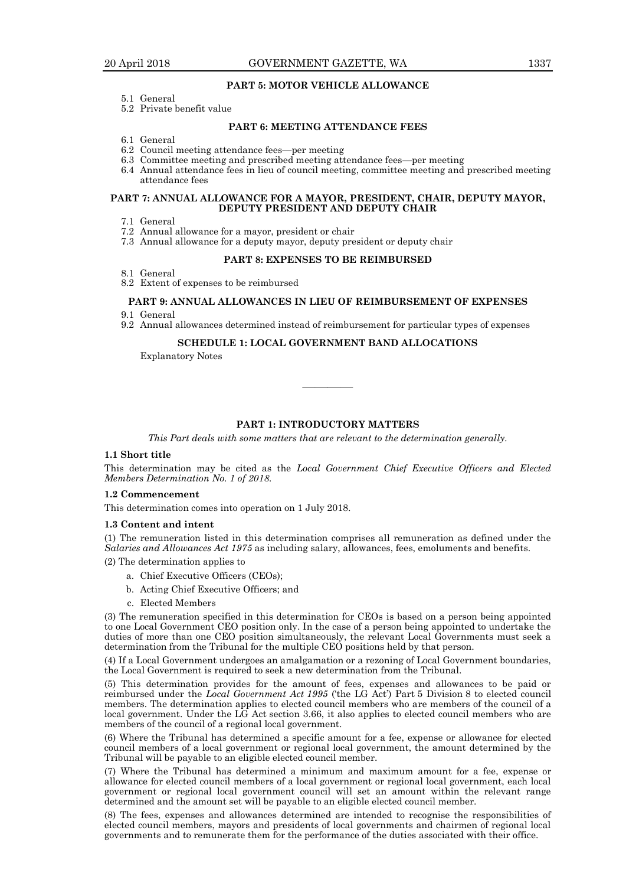**PART 5: MOTOR VEHICLE ALLOWANCE**

5.1 General
5.2 Private benefit value

**PART 6: MEETING ATTENDANCE FEES**

6.1 General
6.2 Council meeting attendance fees—per meeting
6.3 Committee meeting and prescribed meeting attendance fees—per meeting
6.4 Annual attendance fees in lieu of council meeting, committee meeting and prescribed meeting attendance fees

**PART 7: ANNUAL ALLOWANCE FOR A MAYOR, PRESIDENT, CHAIR, DEPUTY MAYOR, DEPUTY PRESIDENT AND DEPUTY CHAIR**

7.1 General
7.2 Annual allowance for a mayor, president or chair
7.3 Annual allowance for a deputy mayor, deputy president or deputy chair

**PART 8: EXPENSES TO BE REIMBURSED**

8.1 General
8.2 Extent of expenses to be reimbursed

**PART 9: ANNUAL ALLOWANCES IN LIEU OF REIMBURSEMENT OF EXPENSES**

9.1 General
9.2 Annual allowances determined instead of reimbursement for particular types of expenses

**SCHEDULE 1: LOCAL GOVERNMENT BAND ALLOCATIONS**

Explanatory Notes

---

## PART 1: INTRODUCTORY MATTERS

*This Part deals with some matters that are relevant to the determination generally.*

### 1.1 Short title

This determination may be cited as the *Local Government Chief Executive Officers and Elected Members Determination No. 1 of 2018.*

### 1.2 Commencement

This determination comes into operation on 1 July 2018.

### 1.3 Content and intent

(1) The remuneration listed in this determination comprises all remuneration as defined under the *Salaries and Allowances Act 1975* as including salary, allowances, fees, emoluments and benefits.

(2) The determination applies to

a. Chief Executive Officers (CEOs);
b. Acting Chief Executive Officers; and
c. Elected Members

(3) The remuneration specified in this determination for CEOs is based on a person being appointed to one Local Government CEO position only. In the case of a person being appointed to undertake the duties of more than one CEO position simultaneously, the relevant Local Governments must seek a determination from the Tribunal for the multiple CEO positions held by that person.

(4) If a Local Government undergoes an amalgamation or a rezoning of Local Government boundaries, the Local Government is required to seek a new determination from the Tribunal.

(5) This determination provides for the amount of fees, expenses and allowances to be paid or reimbursed under the *Local Government Act 1995* ('the LG Act') Part 5 Division 8 to elected council members. The determination applies to elected council members who are members of the council of a local government. Under the LG Act section 3.66, it also applies to elected council members who are members of the council of a regional local government.

(6) Where the Tribunal has determined a specific amount for a fee, expense or allowance for elected council members of a local government or regional local government, the amount determined by the Tribunal will be payable to an eligible elected council member.

(7) Where the Tribunal has determined a minimum and maximum amount for a fee, expense or allowance for elected council members of a local government or regional local government, each local government or regional local government council will set an amount within the relevant range determined and the amount set will be payable to an eligible elected council member.

(8) The fees, expenses and allowances determined are intended to recognise the responsibilities of elected council members, mayors and presidents of local governments and chairmen of regional local governments and to remunerate them for the performance of the duties associated with their office.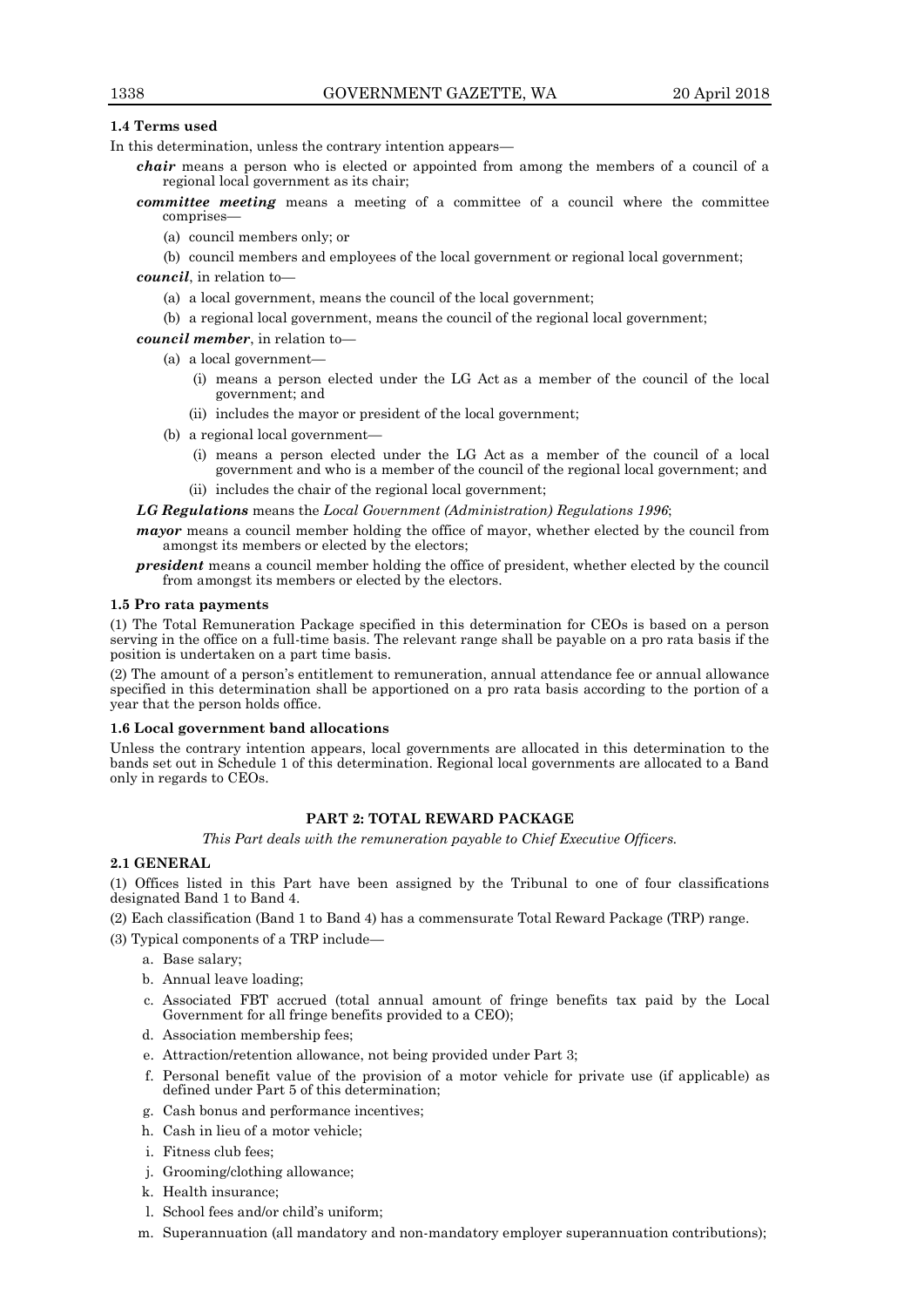### 1.4 Terms used

In this determination, unless the contrary intention appears—

***chair*** means a person who is elected or appointed from among the members of a council of a regional local government as its chair;

***committee meeting*** means a meeting of a committee of a council where the committee comprises—

- (a) council members only; or
- (b) council members and employees of the local government or regional local government;

***council***, in relation to—

- (a) a local government, means the council of the local government;
- (b) a regional local government, means the council of the regional local government;

***council member***, in relation to—

- (a) a local government—
  - (i) means a person elected under the LG Act as a member of the council of the local government; and
  - (ii) includes the mayor or president of the local government;
- (b) a regional local government—
  - (i) means a person elected under the LG Act as a member of the council of a local government and who is a member of the council of the regional local government; and
  - (ii) includes the chair of the regional local government;

***LG Regulations*** means the *Local Government (Administration) Regulations 1996*;

***mayor*** means a council member holding the office of mayor, whether elected by the council from amongst its members or elected by the electors;

***president*** means a council member holding the office of president, whether elected by the council from amongst its members or elected by the electors.

### 1.5 Pro rata payments

(1) The Total Remuneration Package specified in this determination for CEOs is based on a person serving in the office on a full-time basis. The relevant range shall be payable on a pro rata basis if the position is undertaken on a part time basis.

(2) The amount of a person's entitlement to remuneration, annual attendance fee or annual allowance specified in this determination shall be apportioned on a pro rata basis according to the portion of a year that the person holds office.

### 1.6 Local government band allocations

Unless the contrary intention appears, local governments are allocated in this determination to the bands set out in Schedule 1 of this determination. Regional local governments are allocated to a Band only in regards to CEOs.

## PART 2: TOTAL REWARD PACKAGE

*This Part deals with the remuneration payable to Chief Executive Officers.*

### 2.1 GENERAL

(1) Offices listed in this Part have been assigned by the Tribunal to one of four classifications designated Band 1 to Band 4.

(2) Each classification (Band 1 to Band 4) has a commensurate Total Reward Package (TRP) range.

(3) Typical components of a TRP include—

- a. Base salary;
- b. Annual leave loading;
- c. Associated FBT accrued (total annual amount of fringe benefits tax paid by the Local Government for all fringe benefits provided to a CEO);
- d. Association membership fees;
- e. Attraction/retention allowance, not being provided under Part 3;
- f. Personal benefit value of the provision of a motor vehicle for private use (if applicable) as defined under Part 5 of this determination;
- g. Cash bonus and performance incentives;
- h. Cash in lieu of a motor vehicle;
- i. Fitness club fees;
- j. Grooming/clothing allowance;
- k. Health insurance;
- l. School fees and/or child's uniform;
- m. Superannuation (all mandatory and non-mandatory employer superannuation contributions);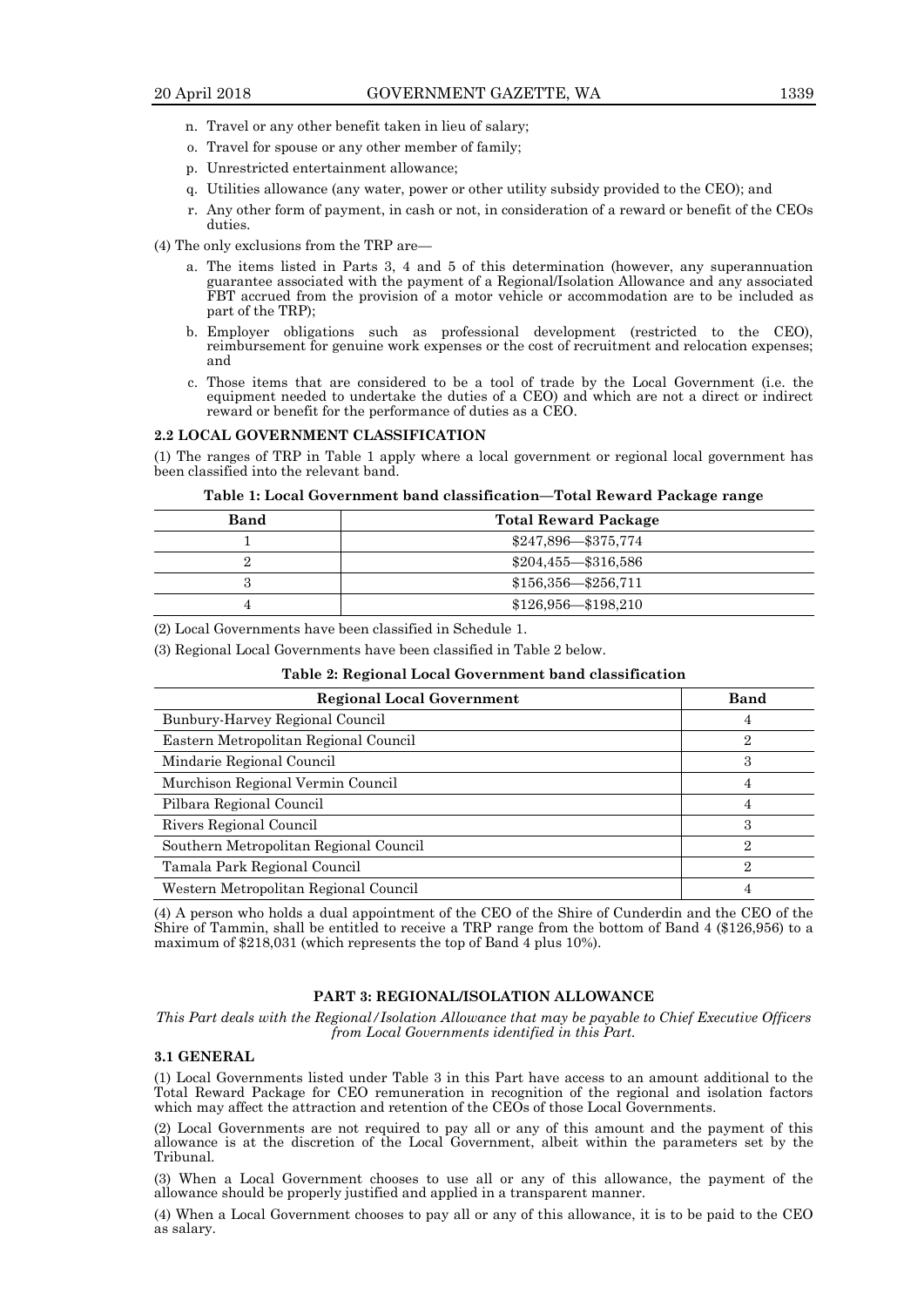n. Travel or any other benefit taken in lieu of salary;

o. Travel for spouse or any other member of family;

p. Unrestricted entertainment allowance;

q. Utilities allowance (any water, power or other utility subsidy provided to the CEO); and

r. Any other form of payment, in cash or not, in consideration of a reward or benefit of the CEOs duties.

(4) The only exclusions from the TRP are—

a. The items listed in Parts 3, 4 and 5 of this determination (however, any superannuation guarantee associated with the payment of a Regional/Isolation Allowance and any associated FBT accrued from the provision of a motor vehicle or accommodation are to be included as part of the TRP);

b. Employer obligations such as professional development (restricted to the CEO), reimbursement for genuine work expenses or the cost of recruitment and relocation expenses; and

c. Those items that are considered to be a tool of trade by the Local Government (i.e. the equipment needed to undertake the duties of a CEO) and which are not a direct or indirect reward or benefit for the performance of duties as a CEO.

### 2.2 LOCAL GOVERNMENT CLASSIFICATION

(1) The ranges of TRP in Table 1 apply where a local government or regional local government has been classified into the relevant band.

**Table 1: Local Government band classification—Total Reward Package range**

| Band | Total Reward Package |
|---|---|
| 1 | $247,896—$375,774 |
| 2 | $204,455—$316,586 |
| 3 | $156,356—$256,711 |
| 4 | $126,956—$198,210 |

(2) Local Governments have been classified in Schedule 1.

(3) Regional Local Governments have been classified in Table 2 below.

**Table 2: Regional Local Government band classification**

| Regional Local Government | Band |
|---|---|
| Bunbury-Harvey Regional Council | 4 |
| Eastern Metropolitan Regional Council | 2 |
| Mindarie Regional Council | 3 |
| Murchison Regional Vermin Council | 4 |
| Pilbara Regional Council | 4 |
| Rivers Regional Council | 3 |
| Southern Metropolitan Regional Council | 2 |
| Tamala Park Regional Council | 2 |
| Western Metropolitan Regional Council | 4 |

(4) A person who holds a dual appointment of the CEO of the Shire of Cunderdin and the CEO of the Shire of Tammin, shall be entitled to receive a TRP range from the bottom of Band 4 ($126,956) to a maximum of $218,031 (which represents the top of Band 4 plus 10%).

## PART 3: REGIONAL/ISOLATION ALLOWANCE

*This Part deals with the Regional/Isolation Allowance that may be payable to Chief Executive Officers from Local Governments identified in this Part.*

### 3.1 GENERAL

(1) Local Governments listed under Table 3 in this Part have access to an amount additional to the Total Reward Package for CEO remuneration in recognition of the regional and isolation factors which may affect the attraction and retention of the CEOs of those Local Governments.

(2) Local Governments are not required to pay all or any of this amount and the payment of this allowance is at the discretion of the Local Government, albeit within the parameters set by the Tribunal.

(3) When a Local Government chooses to use all or any of this allowance, the payment of the allowance should be properly justified and applied in a transparent manner.

(4) When a Local Government chooses to pay all or any of this allowance, it is to be paid to the CEO as salary.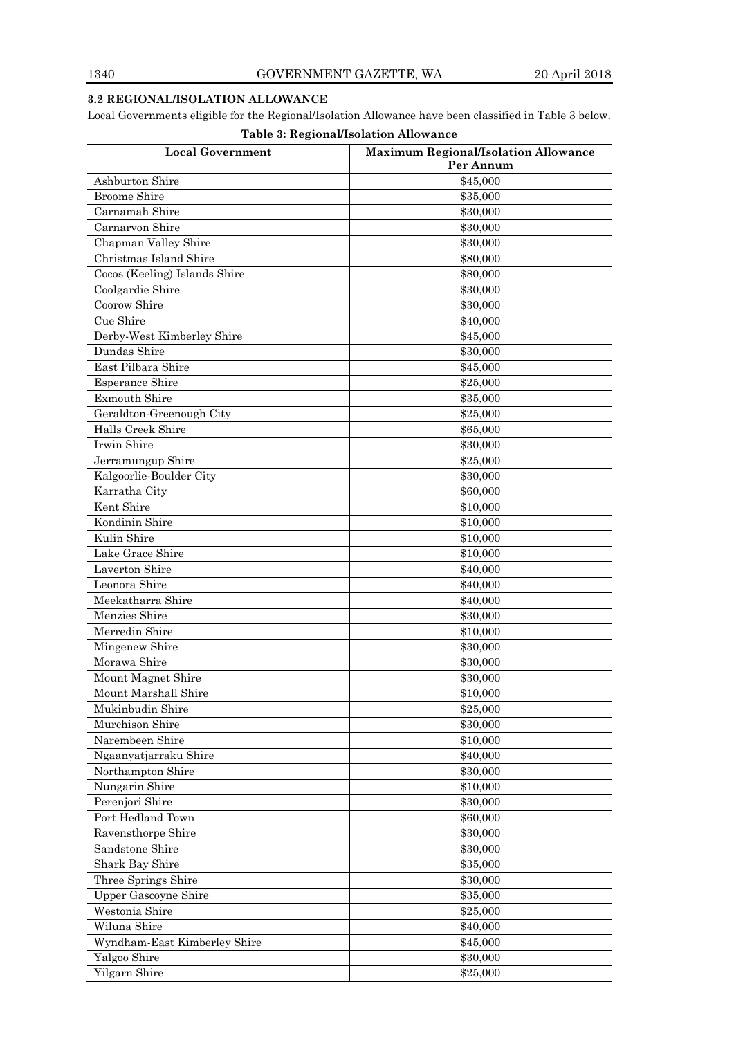### 3.2 REGIONAL/ISOLATION ALLOWANCE

Local Governments eligible for the Regional/Isolation Allowance have been classified in Table 3 below.

**Table 3: Regional/Isolation Allowance**

| Local Government | Maximum Regional/Isolation Allowance Per Annum |
|---|---|
| Ashburton Shire | $45,000 |
| Broome Shire | $35,000 |
| Carnamah Shire | $30,000 |
| Carnarvon Shire | $30,000 |
| Chapman Valley Shire | $30,000 |
| Christmas Island Shire | $80,000 |
| Cocos (Keeling) Islands Shire | $80,000 |
| Coolgardie Shire | $30,000 |
| Coorow Shire | $30,000 |
| Cue Shire | $40,000 |
| Derby-West Kimberley Shire | $45,000 |
| Dundas Shire | $30,000 |
| East Pilbara Shire | $45,000 |
| Esperance Shire | $25,000 |
| Exmouth Shire | $35,000 |
| Geraldton-Greenough City | $25,000 |
| Halls Creek Shire | $65,000 |
| Irwin Shire | $30,000 |
| Jerramungup Shire | $25,000 |
| Kalgoorlie-Boulder City | $30,000 |
| Karratha City | $60,000 |
| Kent Shire | $10,000 |
| Kondinin Shire | $10,000 |
| Kulin Shire | $10,000 |
| Lake Grace Shire | $10,000 |
| Laverton Shire | $40,000 |
| Leonora Shire | $40,000 |
| Meekatharra Shire | $40,000 |
| Menzies Shire | $30,000 |
| Merredin Shire | $10,000 |
| Mingenew Shire | $30,000 |
| Morawa Shire | $30,000 |
| Mount Magnet Shire | $30,000 |
| Mount Marshall Shire | $10,000 |
| Mukinbudin Shire | $25,000 |
| Murchison Shire | $30,000 |
| Narembeen Shire | $10,000 |
| Ngaanyatjarraku Shire | $40,000 |
| Northampton Shire | $30,000 |
| Nungarin Shire | $10,000 |
| Perenjori Shire | $30,000 |
| Port Hedland Town | $60,000 |
| Ravensthorpe Shire | $30,000 |
| Sandstone Shire | $30,000 |
| Shark Bay Shire | $35,000 |
| Three Springs Shire | $30,000 |
| Upper Gascoyne Shire | $35,000 |
| Westonia Shire | $25,000 |
| Wiluna Shire | $40,000 |
| Wyndham-East Kimberley Shire | $45,000 |
| Yalgoo Shire | $30,000 |
| Yilgarn Shire | $25,000 |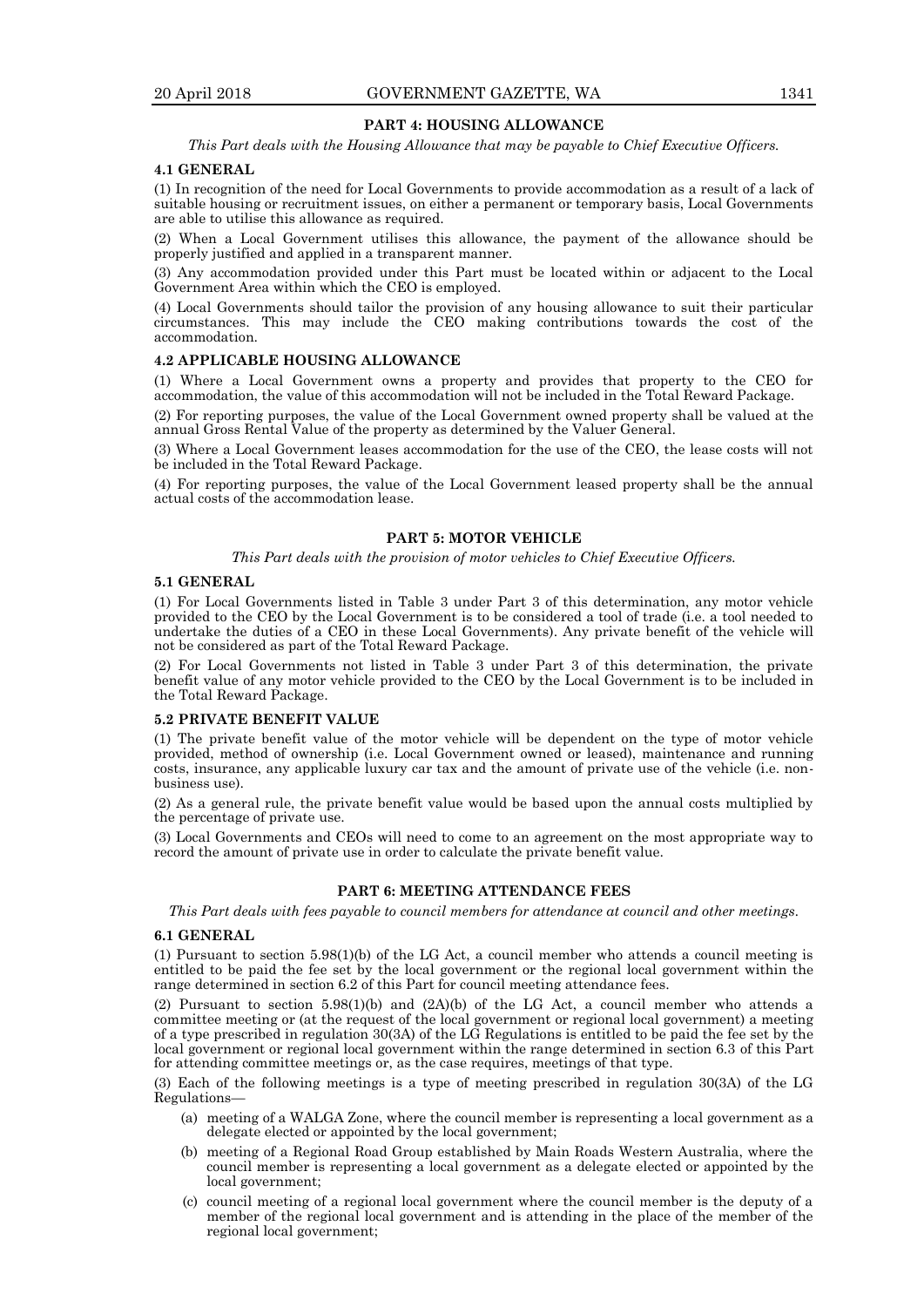## PART 4: HOUSING ALLOWANCE

*This Part deals with the Housing Allowance that may be payable to Chief Executive Officers.*

### 4.1 GENERAL

(1) In recognition of the need for Local Governments to provide accommodation as a result of a lack of suitable housing or recruitment issues, on either a permanent or temporary basis, Local Governments are able to utilise this allowance as required.

(2) When a Local Government utilises this allowance, the payment of the allowance should be properly justified and applied in a transparent manner.

(3) Any accommodation provided under this Part must be located within or adjacent to the Local Government Area within which the CEO is employed.

(4) Local Governments should tailor the provision of any housing allowance to suit their particular circumstances. This may include the CEO making contributions towards the cost of the accommodation.

### 4.2 APPLICABLE HOUSING ALLOWANCE

(1) Where a Local Government owns a property and provides that property to the CEO for accommodation, the value of this accommodation will not be included in the Total Reward Package.

(2) For reporting purposes, the value of the Local Government owned property shall be valued at the annual Gross Rental Value of the property as determined by the Valuer General.

(3) Where a Local Government leases accommodation for the use of the CEO, the lease costs will not be included in the Total Reward Package.

(4) For reporting purposes, the value of the Local Government leased property shall be the annual actual costs of the accommodation lease.

## PART 5: MOTOR VEHICLE

*This Part deals with the provision of motor vehicles to Chief Executive Officers.*

### 5.1 GENERAL

(1) For Local Governments listed in Table 3 under Part 3 of this determination, any motor vehicle provided to the CEO by the Local Government is to be considered a tool of trade (i.e. a tool needed to undertake the duties of a CEO in these Local Governments). Any private benefit of the vehicle will not be considered as part of the Total Reward Package.

(2) For Local Governments not listed in Table 3 under Part 3 of this determination, the private benefit value of any motor vehicle provided to the CEO by the Local Government is to be included in the Total Reward Package.

### 5.2 PRIVATE BENEFIT VALUE

(1) The private benefit value of the motor vehicle will be dependent on the type of motor vehicle provided, method of ownership (i.e. Local Government owned or leased), maintenance and running costs, insurance, any applicable luxury car tax and the amount of private use of the vehicle (i.e. non-business use).

(2) As a general rule, the private benefit value would be based upon the annual costs multiplied by the percentage of private use.

(3) Local Governments and CEOs will need to come to an agreement on the most appropriate way to record the amount of private use in order to calculate the private benefit value.

## PART 6: MEETING ATTENDANCE FEES

*This Part deals with fees payable to council members for attendance at council and other meetings.*

### 6.1 GENERAL

(1) Pursuant to section 5.98(1)(b) of the LG Act, a council member who attends a council meeting is entitled to be paid the fee set by the local government or the regional local government within the range determined in section 6.2 of this Part for council meeting attendance fees.

(2) Pursuant to section 5.98(1)(b) and (2A)(b) of the LG Act, a council member who attends a committee meeting or (at the request of the local government or regional local government) a meeting of a type prescribed in regulation 30(3A) of the LG Regulations is entitled to be paid the fee set by the local government or regional local government within the range determined in section 6.3 of this Part for attending committee meetings or, as the case requires, meetings of that type.

(3) Each of the following meetings is a type of meeting prescribed in regulation 30(3A) of the LG Regulations—

- (a) meeting of a WALGA Zone, where the council member is representing a local government as a delegate elected or appointed by the local government;
- (b) meeting of a Regional Road Group established by Main Roads Western Australia, where the council member is representing a local government as a delegate elected or appointed by the local government;
- (c) council meeting of a regional local government where the council member is the deputy of a member of the regional local government and is attending in the place of the member of the regional local government;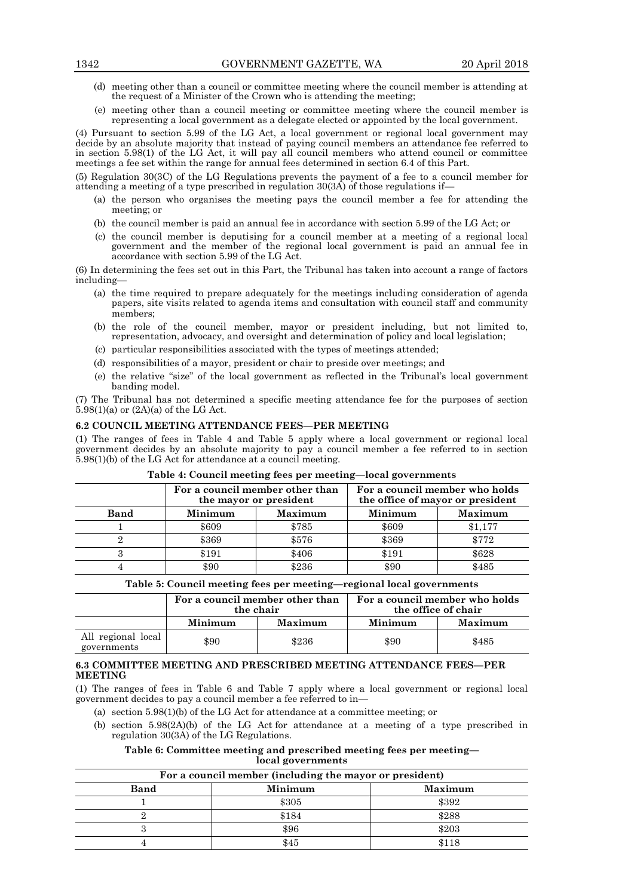(d) meeting other than a council or committee meeting where the council member is attending at the request of a Minister of the Crown who is attending the meeting;

(e) meeting other than a council meeting or committee meeting where the council member is representing a local government as a delegate elected or appointed by the local government.

(4) Pursuant to section 5.99 of the LG Act, a local government or regional local government may decide by an absolute majority that instead of paying council members an attendance fee referred to in section 5.98(1) of the LG Act, it will pay all council members who attend council or committee meetings a fee set within the range for annual fees determined in section 6.4 of this Part.

(5) Regulation 30(3C) of the LG Regulations prevents the payment of a fee to a council member for attending a meeting of a type prescribed in regulation 30(3A) of those regulations if—

(a) the person who organises the meeting pays the council member a fee for attending the meeting; or

(b) the council member is paid an annual fee in accordance with section 5.99 of the LG Act; or

(c) the council member is deputising for a council member at a meeting of a regional local government and the member of the regional local government is paid an annual fee in accordance with section 5.99 of the LG Act.

(6) In determining the fees set out in this Part, the Tribunal has taken into account a range of factors including—

(a) the time required to prepare adequately for the meetings including consideration of agenda papers, site visits related to agenda items and consultation with council staff and community members;

(b) the role of the council member, mayor or president including, but not limited to, representation, advocacy, and oversight and determination of policy and local legislation;

(c) particular responsibilities associated with the types of meetings attended;

(d) responsibilities of a mayor, president or chair to preside over meetings; and

(e) the relative "size" of the local government as reflected in the Tribunal's local government banding model.

(7) The Tribunal has not determined a specific meeting attendance fee for the purposes of section 5.98(1)(a) or (2A)(a) of the LG Act.

**6.2 COUNCIL MEETING ATTENDANCE FEES—PER MEETING**

(1) The ranges of fees in Table 4 and Table 5 apply where a local government or regional local government decides by an absolute majority to pay a council member a fee referred to in section 5.98(1)(b) of the LG Act for attendance at a council meeting.

**Table 4: Council meeting fees per meeting—local governments**

| | For a council member other than the mayor or president | | For a council member who holds the office of mayor or president | |
|---|---|---|---|---|
| **Band** | **Minimum** | **Maximum** | **Minimum** | **Maximum** |
| 1 | $609 | $785 | $609 | $1,177 |
| 2 | $369 | $576 | $369 | $772 |
| 3 | $191 | $406 | $191 | $628 |
| 4 | $90 | $236 | $90 | $485 |

**Table 5: Council meeting fees per meeting—regional local governments**

| | For a council member other than the chair | | For a council member who holds the office of chair | |
|---|---|---|---|---|
| | **Minimum** | **Maximum** | **Minimum** | **Maximum** |
| All regional local governments | $90 | $236 | $90 | $485 |

**6.3 COMMITTEE MEETING AND PRESCRIBED MEETING ATTENDANCE FEES—PER MEETING**

(1) The ranges of fees in Table 6 and Table 7 apply where a local government or regional local government decides to pay a council member a fee referred to in—

(a) section 5.98(1)(b) of the LG Act for attendance at a committee meeting; or

(b) section 5.98(2A)(b) of the LG Act for attendance at a meeting of a type prescribed in regulation 30(3A) of the LG Regulations.

**Table 6: Committee meeting and prescribed meeting fees per meeting—local governments**

| For a council member (including the mayor or president) | | |
|---|---|---|
| **Band** | **Minimum** | **Maximum** |
| 1 | $305 | $392 |
| 2 | $184 | $288 |
| 3 | $96 | $203 |
| 4 | $45 | $118 |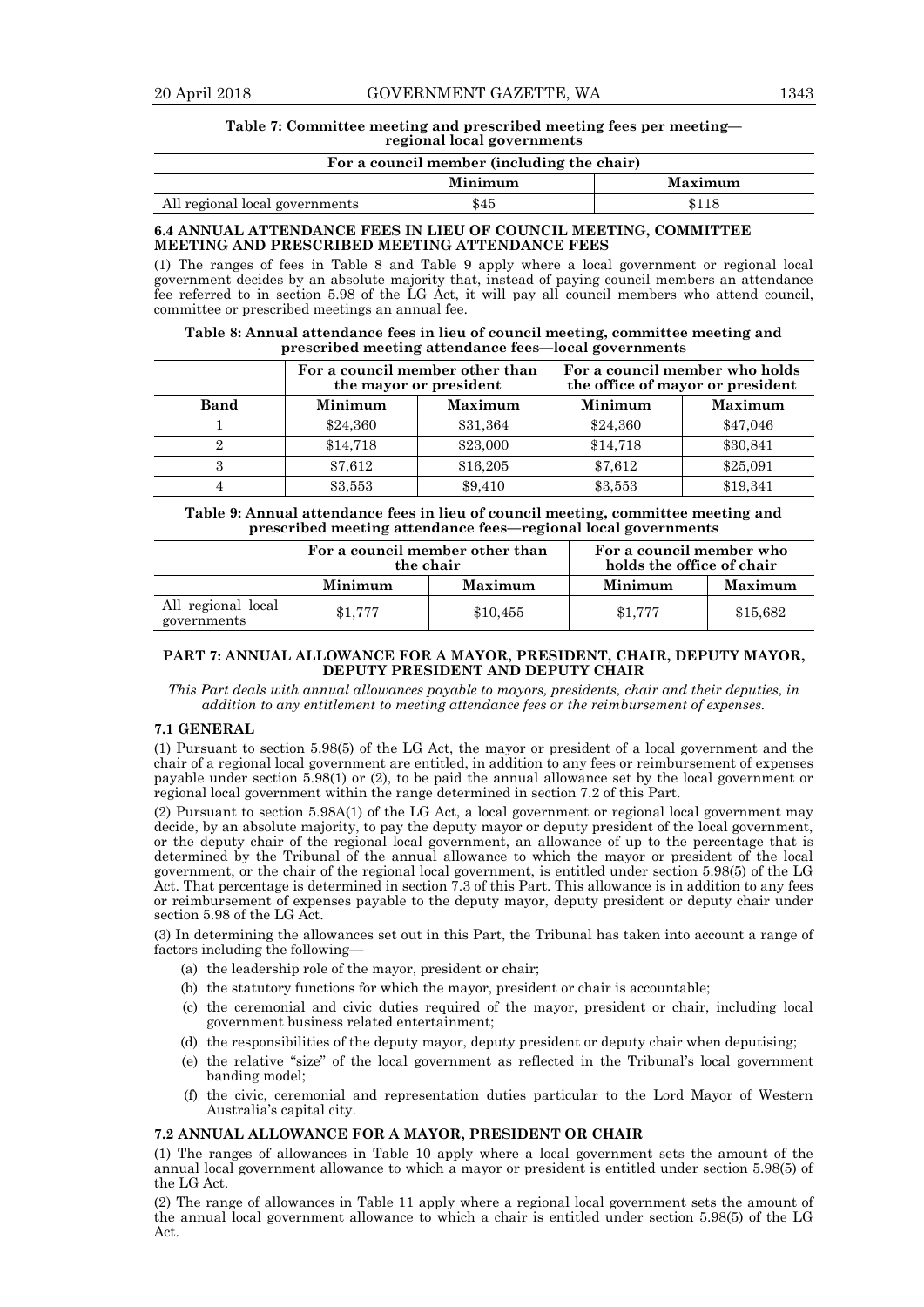**Table 7: Committee meeting and prescribed meeting fees per meeting—regional local governments**

| | For a council member (including the chair) | |
|---|---|---|
| | Minimum | Maximum |
| All regional local governments | $45 | $118 |

### 6.4 ANNUAL ATTENDANCE FEES IN LIEU OF COUNCIL MEETING, COMMITTEE MEETING AND PRESCRIBED MEETING ATTENDANCE FEES

(1) The ranges of fees in Table 8 and Table 9 apply where a local government or regional local government decides by an absolute majority that, instead of paying council members an attendance fee referred to in section 5.98 of the LG Act, it will pay all council members who attend council, committee or prescribed meetings an annual fee.

**Table 8: Annual attendance fees in lieu of council meeting, committee meeting and prescribed meeting attendance fees—local governments**

| | For a council member other than the mayor or president | | For a council member who holds the office of mayor or president | |
|---|---|---|---|---|
| Band | Minimum | Maximum | Minimum | Maximum |
| 1 | $24,360 | $31,364 | $24,360 | $47,046 |
| 2 | $14,718 | $23,000 | $14,718 | $30,841 |
| 3 | $7,612 | $16,205 | $7,612 | $25,091 |
| 4 | $3,553 | $9,410 | $3,553 | $19,341 |

**Table 9: Annual attendance fees in lieu of council meeting, committee meeting and prescribed meeting attendance fees—regional local governments**

| | For a council member other than the chair | | For a council member who holds the office of chair | |
|---|---|---|---|---|
| | Minimum | Maximum | Minimum | Maximum |
| All regional local governments | $1,777 | $10,455 | $1,777 | $15,682 |

## PART 7: ANNUAL ALLOWANCE FOR A MAYOR, PRESIDENT, CHAIR, DEPUTY MAYOR, DEPUTY PRESIDENT AND DEPUTY CHAIR

*This Part deals with annual allowances payable to mayors, presidents, chair and their deputies, in addition to any entitlement to meeting attendance fees or the reimbursement of expenses.*

### 7.1 GENERAL

(1) Pursuant to section 5.98(5) of the LG Act, the mayor or president of a local government and the chair of a regional local government are entitled, in addition to any fees or reimbursement of expenses payable under section 5.98(1) or (2), to be paid the annual allowance set by the local government or regional local government within the range determined in section 7.2 of this Part.

(2) Pursuant to section 5.98A(1) of the LG Act, a local government or regional local government may decide, by an absolute majority, to pay the deputy mayor or deputy president of the local government, or the deputy chair of the regional local government, an allowance of up to the percentage that is determined by the Tribunal of the annual allowance to which the mayor or president of the local government, or the chair of the regional local government, is entitled under section 5.98(5) of the LG Act. That percentage is determined in section 7.3 of this Part. This allowance is in addition to any fees or reimbursement of expenses payable to the deputy mayor, deputy president or deputy chair under section 5.98 of the LG Act.

(3) In determining the allowances set out in this Part, the Tribunal has taken into account a range of factors including the following—

- (a) the leadership role of the mayor, president or chair;
- (b) the statutory functions for which the mayor, president or chair is accountable;
- (c) the ceremonial and civic duties required of the mayor, president or chair, including local government business related entertainment;
- (d) the responsibilities of the deputy mayor, deputy president or deputy chair when deputising;
- (e) the relative "size" of the local government as reflected in the Tribunal's local government banding model;
- (f) the civic, ceremonial and representation duties particular to the Lord Mayor of Western Australia's capital city.

### 7.2 ANNUAL ALLOWANCE FOR A MAYOR, PRESIDENT OR CHAIR

(1) The ranges of allowances in Table 10 apply where a local government sets the amount of the annual local government allowance to which a mayor or president is entitled under section 5.98(5) of the LG Act.

(2) The range of allowances in Table 11 apply where a regional local government sets the amount of the annual local government allowance to which a chair is entitled under section 5.98(5) of the LG Act.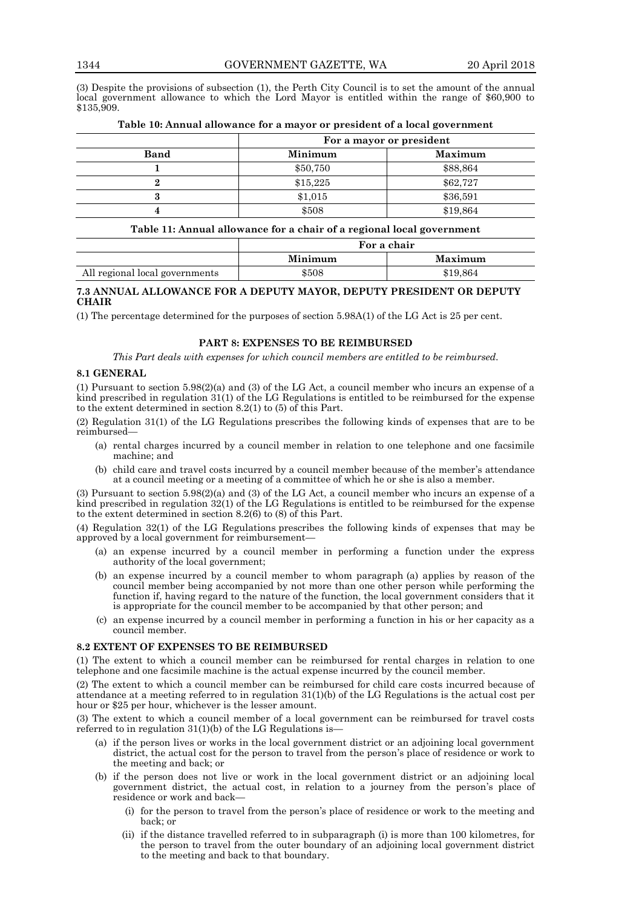(3) Despite the provisions of subsection (1), the Perth City Council is to set the amount of the annual local government allowance to which the Lord Mayor is entitled within the range of $60,900 to $135,909.

**Table 10: Annual allowance for a mayor or president of a local government**

| | For a mayor or president | |
|---|---|---|
| **Band** | **Minimum** | **Maximum** |
| **1** | $50,750 | $88,864 |
| **2** | $15,225 | $62,727 |
| **3** | $1,015 | $36,591 |
| **4** | $508 | $19,864 |

**Table 11: Annual allowance for a chair of a regional local government**

| | For a chair | |
|---|---|---|
| | **Minimum** | **Maximum** |
| All regional local governments | $508 | $19,864 |

### 7.3 ANNUAL ALLOWANCE FOR A DEPUTY MAYOR, DEPUTY PRESIDENT OR DEPUTY CHAIR

(1) The percentage determined for the purposes of section 5.98A(1) of the LG Act is 25 per cent.

## PART 8: EXPENSES TO BE REIMBURSED

*This Part deals with expenses for which council members are entitled to be reimbursed.*

### 8.1 GENERAL

(1) Pursuant to section 5.98(2)(a) and (3) of the LG Act, a council member who incurs an expense of a kind prescribed in regulation 31(1) of the LG Regulations is entitled to be reimbursed for the expense to the extent determined in section 8.2(1) to (5) of this Part.

(2) Regulation 31(1) of the LG Regulations prescribes the following kinds of expenses that are to be reimbursed—

- (a) rental charges incurred by a council member in relation to one telephone and one facsimile machine; and
- (b) child care and travel costs incurred by a council member because of the member's attendance at a council meeting or a meeting of a committee of which he or she is also a member.

(3) Pursuant to section 5.98(2)(a) and (3) of the LG Act, a council member who incurs an expense of a kind prescribed in regulation 32(1) of the LG Regulations is entitled to be reimbursed for the expense to the extent determined in section 8.2(6) to (8) of this Part.

(4) Regulation 32(1) of the LG Regulations prescribes the following kinds of expenses that may be approved by a local government for reimbursement—

- (a) an expense incurred by a council member in performing a function under the express authority of the local government;
- (b) an expense incurred by a council member to whom paragraph (a) applies by reason of the council member being accompanied by not more than one other person while performing the function if, having regard to the nature of the function, the local government considers that it is appropriate for the council member to be accompanied by that other person; and
- (c) an expense incurred by a council member in performing a function in his or her capacity as a council member.

### 8.2 EXTENT OF EXPENSES TO BE REIMBURSED

(1) The extent to which a council member can be reimbursed for rental charges in relation to one telephone and one facsimile machine is the actual expense incurred by the council member.

(2) The extent to which a council member can be reimbursed for child care costs incurred because of attendance at a meeting referred to in regulation 31(1)(b) of the LG Regulations is the actual cost per hour or $25 per hour, whichever is the lesser amount.

(3) The extent to which a council member of a local government can be reimbursed for travel costs referred to in regulation 31(1)(b) of the LG Regulations is—

- (a) if the person lives or works in the local government district or an adjoining local government district, the actual cost for the person to travel from the person's place of residence or work to the meeting and back; or
- (b) if the person does not live or work in the local government district or an adjoining local government district, the actual cost, in relation to a journey from the person's place of residence or work and back—
  - (i) for the person to travel from the person's place of residence or work to the meeting and back; or
  - (ii) if the distance travelled referred to in subparagraph (i) is more than 100 kilometres, for the person to travel from the outer boundary of an adjoining local government district to the meeting and back to that boundary.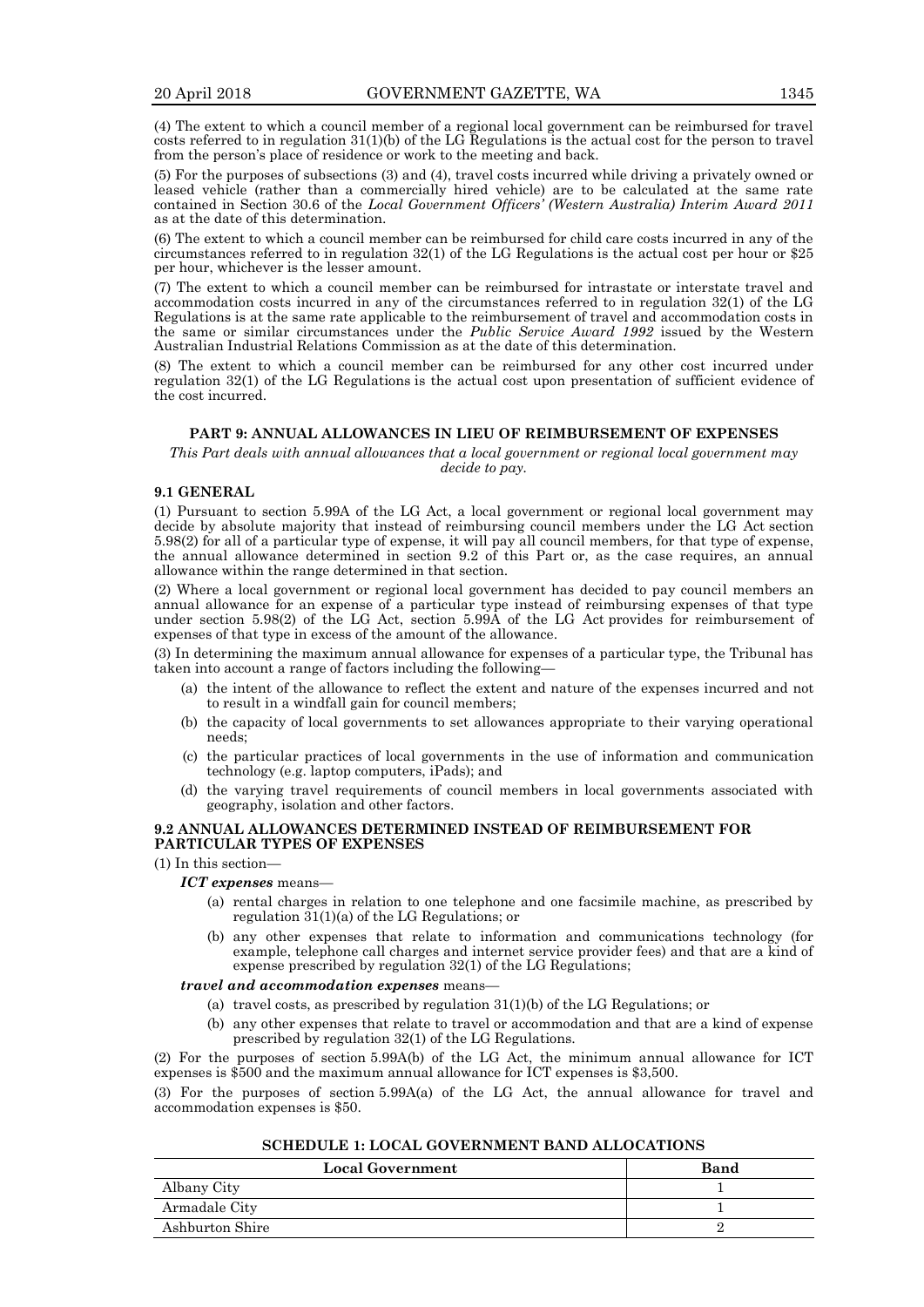(4) The extent to which a council member of a regional local government can be reimbursed for travel costs referred to in regulation 31(1)(b) of the LG Regulations is the actual cost for the person to travel from the person's place of residence or work to the meeting and back.

(5) For the purposes of subsections (3) and (4), travel costs incurred while driving a privately owned or leased vehicle (rather than a commercially hired vehicle) are to be calculated at the same rate contained in Section 30.6 of the *Local Government Officers' (Western Australia) Interim Award 2011* as at the date of this determination.

(6) The extent to which a council member can be reimbursed for child care costs incurred in any of the circumstances referred to in regulation 32(1) of the LG Regulations is the actual cost per hour or $25 per hour, whichever is the lesser amount.

(7) The extent to which a council member can be reimbursed for intrastate or interstate travel and accommodation costs incurred in any of the circumstances referred to in regulation 32(1) of the LG Regulations is at the same rate applicable to the reimbursement of travel and accommodation costs in the same or similar circumstances under the *Public Service Award 1992* issued by the Western Australian Industrial Relations Commission as at the date of this determination.

(8) The extent to which a council member can be reimbursed for any other cost incurred under regulation 32(1) of the LG Regulations is the actual cost upon presentation of sufficient evidence of the cost incurred.

## PART 9: ANNUAL ALLOWANCES IN LIEU OF REIMBURSEMENT OF EXPENSES

*This Part deals with annual allowances that a local government or regional local government may decide to pay.*

### 9.1 GENERAL

(1) Pursuant to section 5.99A of the LG Act, a local government or regional local government may decide by absolute majority that instead of reimbursing council members under the LG Act section 5.98(2) for all of a particular type of expense, it will pay all council members, for that type of expense, the annual allowance determined in section 9.2 of this Part or, as the case requires, an annual allowance within the range determined in that section.

(2) Where a local government or regional local government has decided to pay council members an annual allowance for an expense of a particular type instead of reimbursing expenses of that type under section 5.98(2) of the LG Act, section 5.99A of the LG Act provides for reimbursement of expenses of that type in excess of the amount of the allowance.

(3) In determining the maximum annual allowance for expenses of a particular type, the Tribunal has taken into account a range of factors including the following—

- (a) the intent of the allowance to reflect the extent and nature of the expenses incurred and not to result in a windfall gain for council members;
- (b) the capacity of local governments to set allowances appropriate to their varying operational needs;
- (c) the particular practices of local governments in the use of information and communication technology (e.g. laptop computers, iPads); and
- (d) the varying travel requirements of council members in local governments associated with geography, isolation and other factors.

### 9.2 ANNUAL ALLOWANCES DETERMINED INSTEAD OF REIMBURSEMENT FOR PARTICULAR TYPES OF EXPENSES

(1) In this section—

***ICT expenses*** means—

- (a) rental charges in relation to one telephone and one facsimile machine, as prescribed by regulation 31(1)(a) of the LG Regulations; or
- (b) any other expenses that relate to information and communications technology (for example, telephone call charges and internet service provider fees) and that are a kind of expense prescribed by regulation 32(1) of the LG Regulations;

***travel and accommodation expenses*** means—

- (a) travel costs, as prescribed by regulation 31(1)(b) of the LG Regulations; or
- (b) any other expenses that relate to travel or accommodation and that are a kind of expense prescribed by regulation 32(1) of the LG Regulations.

(2) For the purposes of section 5.99A(b) of the LG Act, the minimum annual allowance for ICT expenses is $500 and the maximum annual allowance for ICT expenses is $3,500.

(3) For the purposes of section 5.99A(a) of the LG Act, the annual allowance for travel and accommodation expenses is $50.

## SCHEDULE 1: LOCAL GOVERNMENT BAND ALLOCATIONS

| Local Government | Band |
|---|---|
| Albany City | 1 |
| Armadale City | 1 |
| Ashburton Shire | 2 |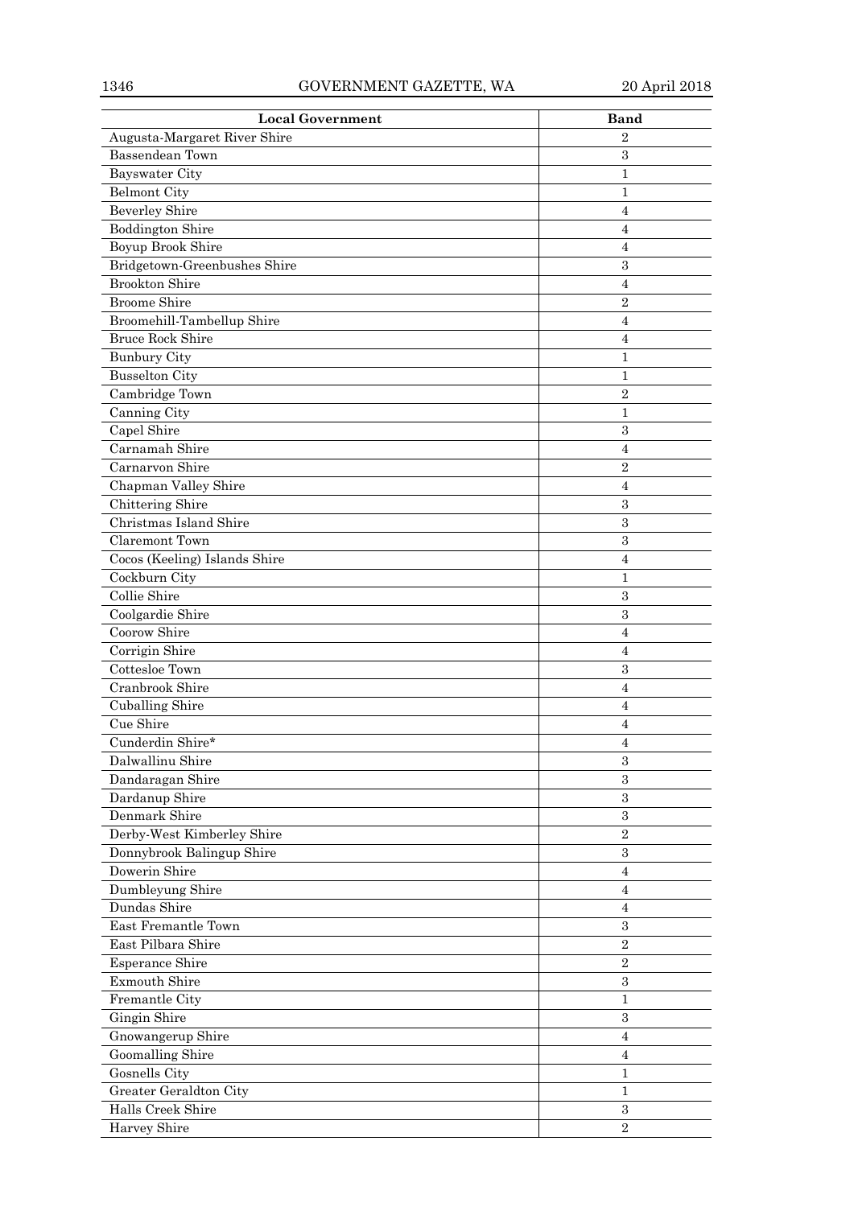| Local Government | Band |
| --- | --- |
| Augusta-Margaret River Shire | 2 |
| Bassendean Town | 3 |
| Bayswater City | 1 |
| Belmont City | 1 |
| Beverley Shire | 4 |
| Boddington Shire | 4 |
| Boyup Brook Shire | 4 |
| Bridgetown-Greenbushes Shire | 3 |
| Brookton Shire | 4 |
| Broome Shire | 2 |
| Broomehill-Tambellup Shire | 4 |
| Bruce Rock Shire | 4 |
| Bunbury City | 1 |
| Busselton City | 1 |
| Cambridge Town | 2 |
| Canning City | 1 |
| Capel Shire | 3 |
| Carnamah Shire | 4 |
| Carnarvon Shire | 2 |
| Chapman Valley Shire | 4 |
| Chittering Shire | 3 |
| Christmas Island Shire | 3 |
| Claremont Town | 3 |
| Cocos (Keeling) Islands Shire | 4 |
| Cockburn City | 1 |
| Collie Shire | 3 |
| Coolgardie Shire | 3 |
| Coorow Shire | 4 |
| Corrigin Shire | 4 |
| Cottesloe Town | 3 |
| Cranbrook Shire | 4 |
| Cuballing Shire | 4 |
| Cue Shire | 4 |
| Cunderdin Shire* | 4 |
| Dalwallinu Shire | 3 |
| Dandaragan Shire | 3 |
| Dardanup Shire | 3 |
| Denmark Shire | 3 |
| Derby-West Kimberley Shire | 2 |
| Donnybrook Balingup Shire | 3 |
| Dowerin Shire | 4 |
| Dumbleyung Shire | 4 |
| Dundas Shire | 4 |
| East Fremantle Town | 3 |
| East Pilbara Shire | 2 |
| Esperance Shire | 2 |
| Exmouth Shire | 3 |
| Fremantle City | 1 |
| Gingin Shire | 3 |
| Gnowangerup Shire | 4 |
| Goomalling Shire | 4 |
| Gosnells City | 1 |
| Greater Geraldton City | 1 |
| Halls Creek Shire | 3 |
| Harvey Shire | 2 |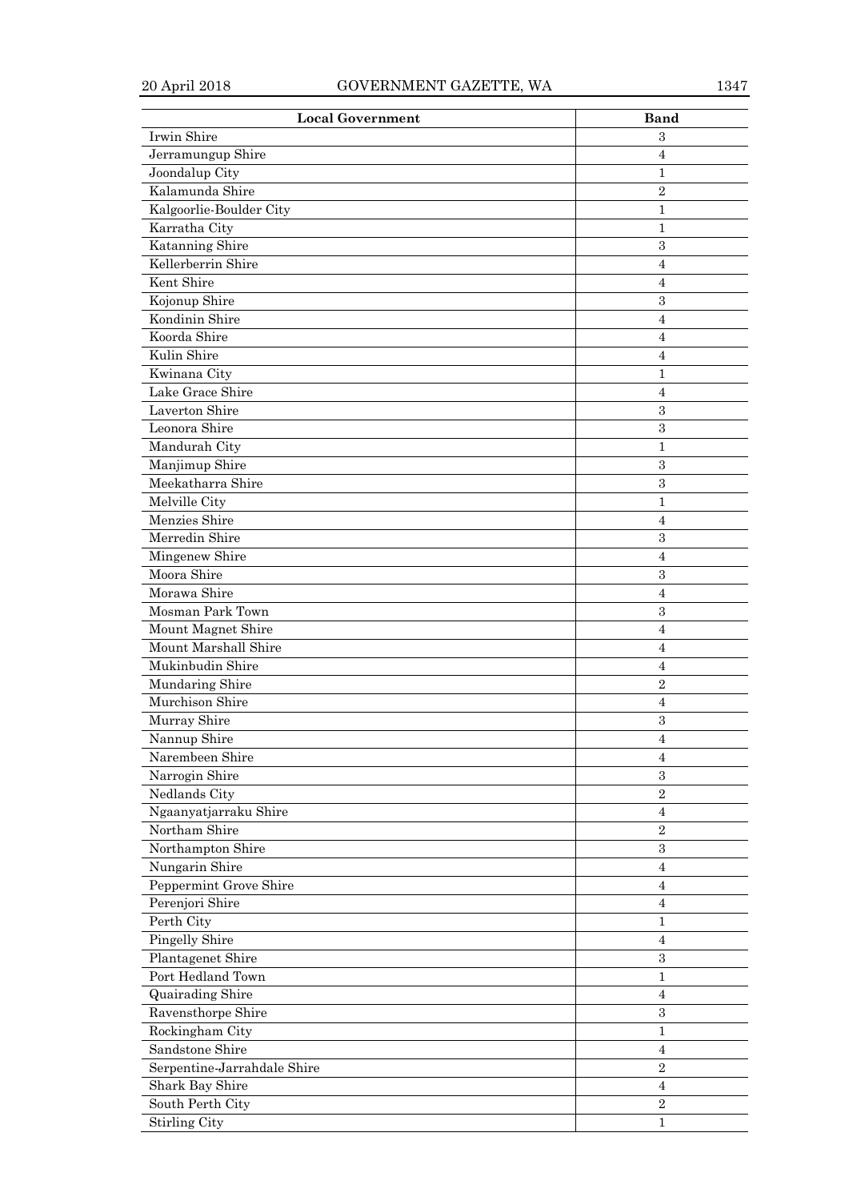| Local Government | Band |
|---|---|
| Irwin Shire | 3 |
| Jerramungup Shire | 4 |
| Joondalup City | 1 |
| Kalamunda Shire | 2 |
| Kalgoorlie-Boulder City | 1 |
| Karratha City | 1 |
| Katanning Shire | 3 |
| Kellerberrin Shire | 4 |
| Kent Shire | 4 |
| Kojonup Shire | 3 |
| Kondinin Shire | 4 |
| Koorda Shire | 4 |
| Kulin Shire | 4 |
| Kwinana City | 1 |
| Lake Grace Shire | 4 |
| Laverton Shire | 3 |
| Leonora Shire | 3 |
| Mandurah City | 1 |
| Manjimup Shire | 3 |
| Meekatharra Shire | 3 |
| Melville City | 1 |
| Menzies Shire | 4 |
| Merredin Shire | 3 |
| Mingenew Shire | 4 |
| Moora Shire | 3 |
| Morawa Shire | 4 |
| Mosman Park Town | 3 |
| Mount Magnet Shire | 4 |
| Mount Marshall Shire | 4 |
| Mukinbudin Shire | 4 |
| Mundaring Shire | 2 |
| Murchison Shire | 4 |
| Murray Shire | 3 |
| Nannup Shire | 4 |
| Narembeen Shire | 4 |
| Narrogin Shire | 3 |
| Nedlands City | 2 |
| Ngaanyatjarraku Shire | 4 |
| Northam Shire | 2 |
| Northampton Shire | 3 |
| Nungarin Shire | 4 |
| Peppermint Grove Shire | 4 |
| Perenjori Shire | 4 |
| Perth City | 1 |
| Pingelly Shire | 4 |
| Plantagenet Shire | 3 |
| Port Hedland Town | 1 |
| Quairading Shire | 4 |
| Ravensthorpe Shire | 3 |
| Rockingham City | 1 |
| Sandstone Shire | 4 |
| Serpentine-Jarrahdale Shire | 2 |
| Shark Bay Shire | 4 |
| South Perth City | 2 |
| Stirling City | 1 |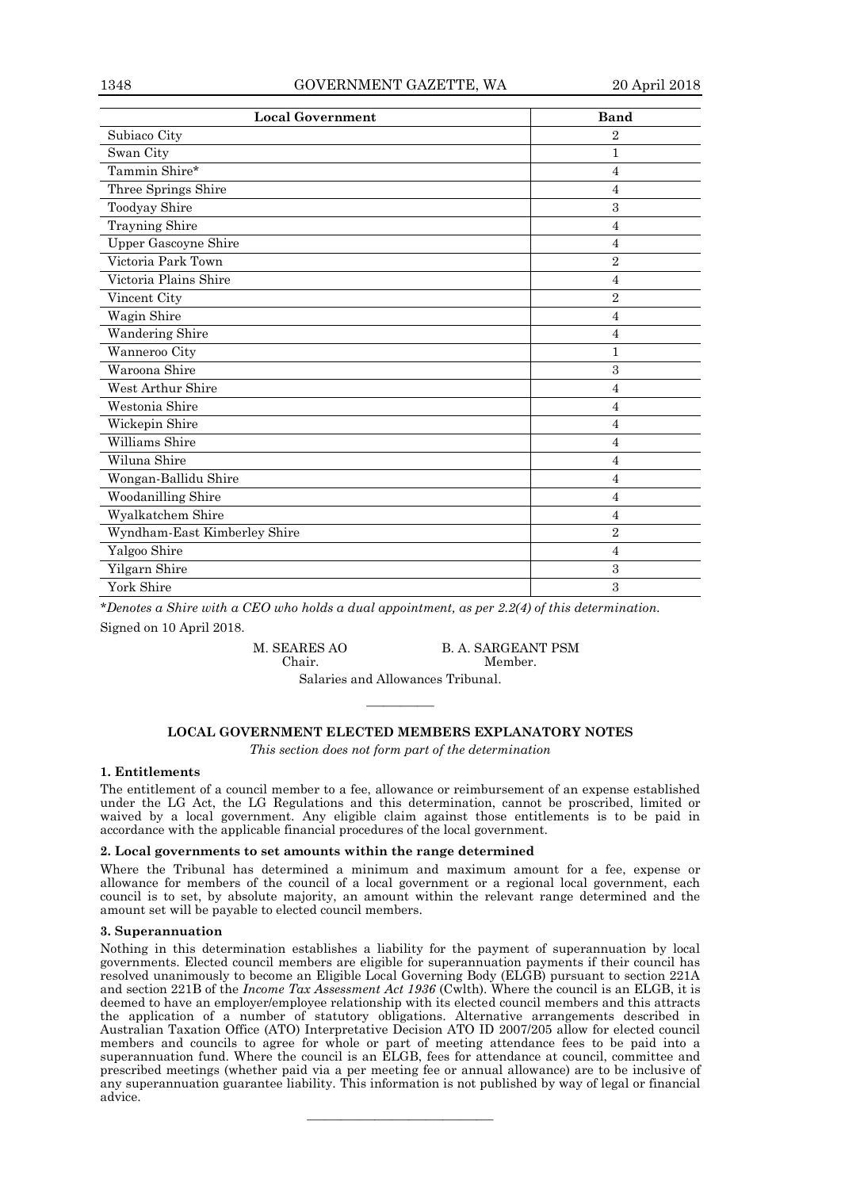| Local Government | Band |
| --- | --- |
| Subiaco City | 2 |
| Swan City | 1 |
| Tammin Shire* | 4 |
| Three Springs Shire | 4 |
| Toodyay Shire | 3 |
| Trayning Shire | 4 |
| Upper Gascoyne Shire | 4 |
| Victoria Park Town | 2 |
| Victoria Plains Shire | 4 |
| Vincent City | 2 |
| Wagin Shire | 4 |
| Wandering Shire | 4 |
| Wanneroo City | 1 |
| Waroona Shire | 3 |
| West Arthur Shire | 4 |
| Westonia Shire | 4 |
| Wickepin Shire | 4 |
| Williams Shire | 4 |
| Wiluna Shire | 4 |
| Wongan-Ballidu Shire | 4 |
| Woodanilling Shire | 4 |
| Wyalkatchem Shire | 4 |
| Wyndham-East Kimberley Shire | 2 |
| Yalgoo Shire | 4 |
| Yilgarn Shire | 3 |
| York Shire | 3 |

**Denotes a Shire with a CEO who holds a dual appointment, as per 2.2(4) of this determination.*

Signed on 10 April 2018.

M. SEARES AO
Chair.

B. A. SARGEANT PSM
Member.

Salaries and Allowances Tribunal.

---

**LOCAL GOVERNMENT ELECTED MEMBERS EXPLANATORY NOTES**

*This section does not form part of the determination*

**1. Entitlements**

The entitlement of a council member to a fee, allowance or reimbursement of an expense established under the LG Act, the LG Regulations and this determination, cannot be proscribed, limited or waived by a local government. Any eligible claim against those entitlements is to be paid in accordance with the applicable financial procedures of the local government.

**2. Local governments to set amounts within the range determined**

Where the Tribunal has determined a minimum and maximum amount for a fee, expense or allowance for members of the council of a local government or a regional local government, each council is to set, by absolute majority, an amount within the relevant range determined and the amount set will be payable to elected council members.

**3. Superannuation**

Nothing in this determination establishes a liability for the payment of superannuation by local governments. Elected council members are eligible for superannuation payments if their council has resolved unanimously to become an Eligible Local Governing Body (ELGB) pursuant to section 221A and section 221B of the *Income Tax Assessment Act 1936* (Cwlth). Where the council is an ELGB, it is deemed to have an employer/employee relationship with its elected council members and this attracts the application of a number of statutory obligations. Alternative arrangements described in Australian Taxation Office (ATO) Interpretative Decision ATO ID 2007/205 allow for elected council members and councils to agree for whole or part of meeting attendance fees to be paid into a superannuation fund. Where the council is an ELGB, fees for attendance at council, committee and prescribed meetings (whether paid via a per meeting fee or annual allowance) are to be inclusive of any superannuation guarantee liability. This information is not published by way of legal or financial advice.

---